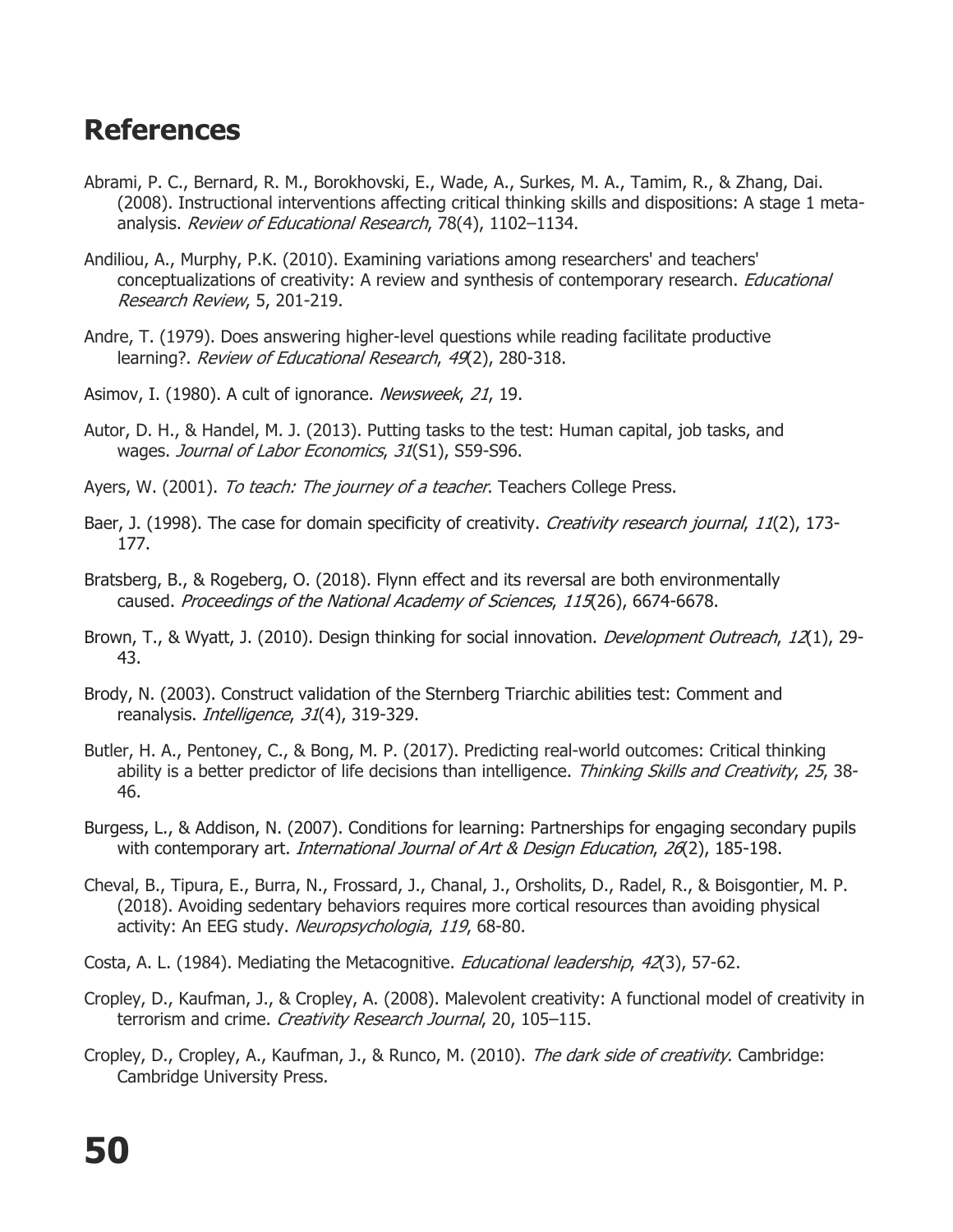## References

Abrami, P. C., Bernard, R. M., Borokhovski, E., Wade, A., Surkes, M. A., Tamim, R., & Zhang, Dai. (2008). Instructional interventions affecting critical thinking skills and dispositions: A stage 1 meta-analysis. *Review of Educational Research*, 78(4), 1102–1134.

Andiliou, A., Murphy, P.K. (2010). Examining variations among researchers' and teachers' conceptualizations of creativity: A review and synthesis of contemporary research. *Educational Research Review*, 5, 201-219.

Andre, T. (1979). Does answering higher-level questions while reading facilitate productive learning?. *Review of Educational Research*, *49*(2), 280-318.

Asimov, I. (1980). A cult of ignorance. *Newsweek*, *21*, 19.

Autor, D. H., & Handel, M. J. (2013). Putting tasks to the test: Human capital, job tasks, and wages. *Journal of Labor Economics*, *31*(S1), S59-S96.

Ayers, W. (2001). *To teach: The journey of a teacher*. Teachers College Press.

Baer, J. (1998). The case for domain specificity of creativity. *Creativity research journal*, *11*(2), 173-177.

Bratsberg, B., & Rogeberg, O. (2018). Flynn effect and its reversal are both environmentally caused. *Proceedings of the National Academy of Sciences*, *115*(26), 6674-6678.

Brown, T., & Wyatt, J. (2010). Design thinking for social innovation. *Development Outreach*, *12*(1), 29-43.

Brody, N. (2003). Construct validation of the Sternberg Triarchic abilities test: Comment and reanalysis. *Intelligence*, *31*(4), 319-329.

Butler, H. A., Pentoney, C., & Bong, M. P. (2017). Predicting real-world outcomes: Critical thinking ability is a better predictor of life decisions than intelligence. *Thinking Skills and Creativity*, *25*, 38-46.

Burgess, L., & Addison, N. (2007). Conditions for learning: Partnerships for engaging secondary pupils with contemporary art. *International Journal of Art & Design Education*, *26*(2), 185-198.

Cheval, B., Tipura, E., Burra, N., Frossard, J., Chanal, J., Orsholits, D., Radel, R., & Boisgontier, M. P. (2018). Avoiding sedentary behaviors requires more cortical resources than avoiding physical activity: An EEG study. *Neuropsychologia*, *119*, 68-80.

Costa, A. L. (1984). Mediating the Metacognitive. *Educational leadership*, *42*(3), 57-62.

Cropley, D., Kaufman, J., & Cropley, A. (2008). Malevolent creativity: A functional model of creativity in terrorism and crime. *Creativity Research Journal*, 20, 105–115.

Cropley, D., Cropley, A., Kaufman, J., & Runco, M. (2010). *The dark side of creativity*. Cambridge: Cambridge University Press.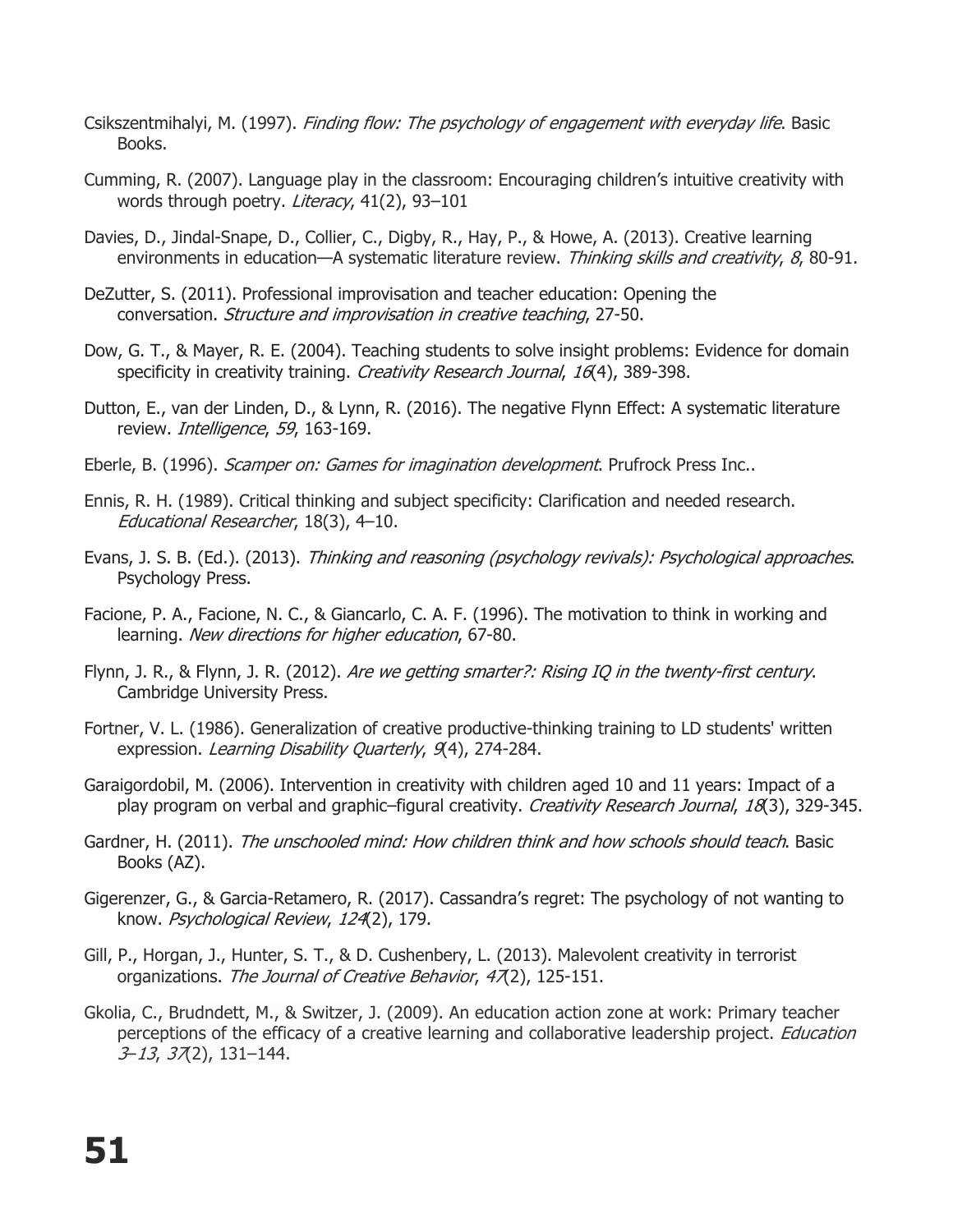Csikszentmihalyi, M. (1997). *Finding flow: The psychology of engagement with everyday life*. Basic Books.

Cumming, R. (2007). Language play in the classroom: Encouraging children's intuitive creativity with words through poetry. *Literacy*, 41(2), 93–101

Davies, D., Jindal-Snape, D., Collier, C., Digby, R., Hay, P., & Howe, A. (2013). Creative learning environments in education—A systematic literature review. *Thinking skills and creativity*, *8*, 80-91.

DeZutter, S. (2011). Professional improvisation and teacher education: Opening the conversation. *Structure and improvisation in creative teaching*, 27-50.

Dow, G. T., & Mayer, R. E. (2004). Teaching students to solve insight problems: Evidence for domain specificity in creativity training. *Creativity Research Journal*, *16*(4), 389-398.

Dutton, E., van der Linden, D., & Lynn, R. (2016). The negative Flynn Effect: A systematic literature review. *Intelligence*, *59*, 163-169.

Eberle, B. (1996). *Scamper on: Games for imagination development*. Prufrock Press Inc..

Ennis, R. H. (1989). Critical thinking and subject specificity: Clarification and needed research. *Educational Researcher*, 18(3), 4–10.

Evans, J. S. B. (Ed.). (2013). *Thinking and reasoning (psychology revivals): Psychological approaches*. Psychology Press.

Facione, P. A., Facione, N. C., & Giancarlo, C. A. F. (1996). The motivation to think in working and learning. *New directions for higher education*, 67-80.

Flynn, J. R., & Flynn, J. R. (2012). *Are we getting smarter?: Rising IQ in the twenty-first century*. Cambridge University Press.

Fortner, V. L. (1986). Generalization of creative productive-thinking training to LD students' written expression. *Learning Disability Quarterly*, *9*(4), 274-284.

Garaigordobil, M. (2006). Intervention in creativity with children aged 10 and 11 years: Impact of a play program on verbal and graphic–figural creativity. *Creativity Research Journal*, *18*(3), 329-345.

Gardner, H. (2011). *The unschooled mind: How children think and how schools should teach*. Basic Books (AZ).

Gigerenzer, G., & Garcia-Retamero, R. (2017). Cassandra's regret: The psychology of not wanting to know. *Psychological Review*, *124*(2), 179.

Gill, P., Horgan, J., Hunter, S. T., & D. Cushenbery, L. (2013). Malevolent creativity in terrorist organizations. *The Journal of Creative Behavior*, *47*(2), 125-151.

Gkolia, C., Brudndett, M., & Switzer, J. (2009). An education action zone at work: Primary teacher perceptions of the efficacy of a creative learning and collaborative leadership project. *Education 3–13*, *37*(2), 131–144.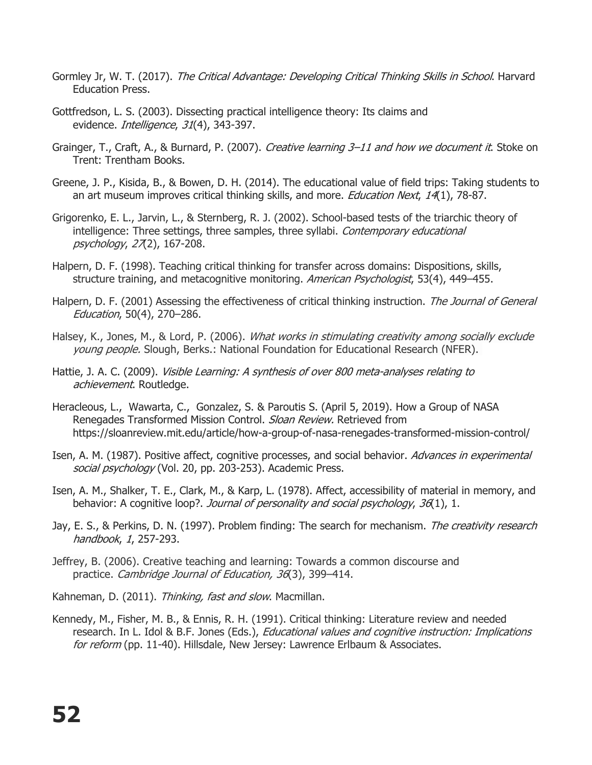Gormley Jr, W. T. (2017). *The Critical Advantage: Developing Critical Thinking Skills in School*. Harvard Education Press.

Gottfredson, L. S. (2003). Dissecting practical intelligence theory: Its claims and evidence. *Intelligence*, *31*(4), 343-397.

Grainger, T., Craft, A., & Burnard, P. (2007). *Creative learning 3–11 and how we document it*. Stoke on Trent: Trentham Books.

Greene, J. P., Kisida, B., & Bowen, D. H. (2014). The educational value of field trips: Taking students to an art museum improves critical thinking skills, and more. *Education Next*, *14*(1), 78-87.

Grigorenko, E. L., Jarvin, L., & Sternberg, R. J. (2002). School-based tests of the triarchic theory of intelligence: Three settings, three samples, three syllabi. *Contemporary educational psychology*, *27*(2), 167-208.

Halpern, D. F. (1998). Teaching critical thinking for transfer across domains: Dispositions, skills, structure training, and metacognitive monitoring. *American Psychologist*, 53(4), 449–455.

Halpern, D. F. (2001) Assessing the effectiveness of critical thinking instruction. *The Journal of General Education*, 50(4), 270–286.

Halsey, K., Jones, M., & Lord, P. (2006). *What works in stimulating creativity among socially exclude young people.* Slough, Berks.: National Foundation for Educational Research (NFER).

Hattie, J. A. C. (2009). *Visible Learning: A synthesis of over 800 meta-analyses relating to achievement*. Routledge.

Heracleous, L., Wawarta, C., Gonzalez, S. & Paroutis S. (April 5, 2019). How a Group of NASA Renegades Transformed Mission Control. *Sloan Review.* Retrieved from https://sloanreview.mit.edu/article/how-a-group-of-nasa-renegades-transformed-mission-control/

Isen, A. M. (1987). Positive affect, cognitive processes, and social behavior. *Advances in experimental social psychology* (Vol. 20, pp. 203-253). Academic Press.

Isen, A. M., Shalker, T. E., Clark, M., & Karp, L. (1978). Affect, accessibility of material in memory, and behavior: A cognitive loop?. *Journal of personality and social psychology*, *36*(1), 1.

Jay, E. S., & Perkins, D. N. (1997). Problem finding: The search for mechanism. *The creativity research handbook*, *1*, 257-293.

Jeffrey, B. (2006). Creative teaching and learning: Towards a common discourse and practice. *Cambridge Journal of Education, 36*(3), 399–414.

Kahneman, D. (2011). *Thinking, fast and slow*. Macmillan.

Kennedy, M., Fisher, M. B., & Ennis, R. H. (1991). Critical thinking: Literature review and needed research. In L. Idol & B.F. Jones (Eds.), *Educational values and cognitive instruction: Implications for reform* (pp. 11-40). Hillsdale, New Jersey: Lawrence Erlbaum & Associates.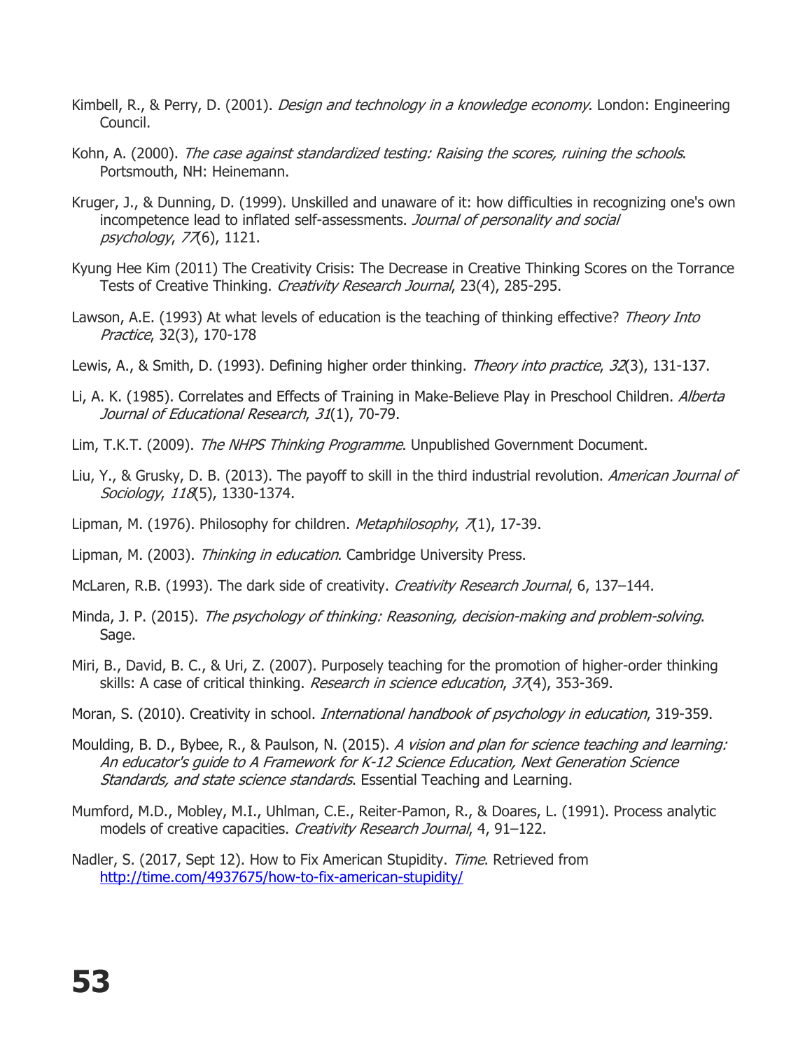Kimbell, R., & Perry, D. (2001). *Design and technology in a knowledge economy*. London: Engineering Council.

Kohn, A. (2000). *The case against standardized testing: Raising the scores, ruining the schools*. Portsmouth, NH: Heinemann.

Kruger, J., & Dunning, D. (1999). Unskilled and unaware of it: how difficulties in recognizing one's own incompetence lead to inflated self-assessments. *Journal of personality and social psychology*, *77*(6), 1121.

Kyung Hee Kim (2011) The Creativity Crisis: The Decrease in Creative Thinking Scores on the Torrance Tests of Creative Thinking. *Creativity Research Journal*, 23(4), 285-295.

Lawson, A.E. (1993) At what levels of education is the teaching of thinking effective? *Theory Into Practice*, 32(3), 170-178

Lewis, A., & Smith, D. (1993). Defining higher order thinking. *Theory into practice*, *32*(3), 131-137.

Li, A. K. (1985). Correlates and Effects of Training in Make-Believe Play in Preschool Children. *Alberta Journal of Educational Research*, *31*(1), 70-79.

Lim, T.K.T. (2009). *The NHPS Thinking Programme*. Unpublished Government Document.

Liu, Y., & Grusky, D. B. (2013). The payoff to skill in the third industrial revolution. *American Journal of Sociology*, *118*(5), 1330-1374.

Lipman, M. (1976). Philosophy for children. *Metaphilosophy*, *7*(1), 17-39.

Lipman, M. (2003). *Thinking in education*. Cambridge University Press.

McLaren, R.B. (1993). The dark side of creativity. *Creativity Research Journal*, 6, 137–144.

Minda, J. P. (2015). *The psychology of thinking: Reasoning, decision-making and problem-solving*. Sage.

Miri, B., David, B. C., & Uri, Z. (2007). Purposely teaching for the promotion of higher-order thinking skills: A case of critical thinking. *Research in science education*, *37*(4), 353-369.

Moran, S. (2010). Creativity in school. *International handbook of psychology in education*, 319-359.

Moulding, B. D., Bybee, R., & Paulson, N. (2015). *A vision and plan for science teaching and learning: An educator's guide to A Framework for K-12 Science Education, Next Generation Science Standards, and state science standards*. Essential Teaching and Learning.

Mumford, M.D., Mobley, M.I., Uhlman, C.E., Reiter-Pamon, R., & Doares, L. (1991). Process analytic models of creative capacities. *Creativity Research Journal*, 4, 91–122.

Nadler, S. (2017, Sept 12). How to Fix American Stupidity. *Time*. Retrieved from http://time.com/4937675/how-to-fix-american-stupidity/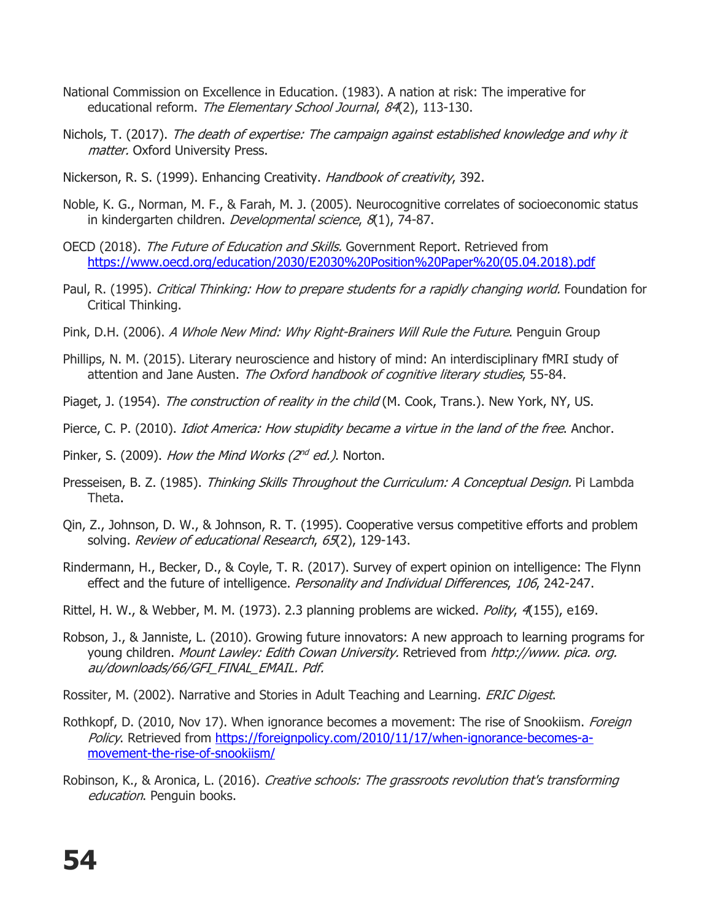National Commission on Excellence in Education. (1983). A nation at risk: The imperative for educational reform. *The Elementary School Journal*, *84*(2), 113-130.

Nichols, T. (2017). *The death of expertise: The campaign against established knowledge and why it matter.* Oxford University Press.

Nickerson, R. S. (1999). Enhancing Creativity. *Handbook of creativity*, 392.

Noble, K. G., Norman, M. F., & Farah, M. J. (2005). Neurocognitive correlates of socioeconomic status in kindergarten children. *Developmental science*, *8*(1), 74-87.

OECD (2018). *The Future of Education and Skills.* Government Report. Retrieved from [https://www.oecd.org/education/2030/E2030%20Position%20Paper%20(05.04.2018).pdf](https://www.oecd.org/education/2030/E2030%20Position%20Paper%20(05.04.2018).pdf)

Paul, R. (1995). *Critical Thinking: How to prepare students for a rapidly changing world.* Foundation for Critical Thinking.

Pink, D.H. (2006). *A Whole New Mind: Why Right-Brainers Will Rule the Future*. Penguin Group

Phillips, N. M. (2015). Literary neuroscience and history of mind: An interdisciplinary fMRI study of attention and Jane Austen. *The Oxford handbook of cognitive literary studies*, 55-84.

Piaget, J. (1954). *The construction of reality in the child* (M. Cook, Trans.). New York, NY, US.

Pierce, C. P. (2010). *Idiot America: How stupidity became a virtue in the land of the free*. Anchor.

Pinker, S. (2009). *How the Mind Works (2nd ed.)*. Norton.

Presseisen, B. Z. (1985). *Thinking Skills Throughout the Curriculum: A Conceptual Design.* Pi Lambda Theta.

Qin, Z., Johnson, D. W., & Johnson, R. T. (1995). Cooperative versus competitive efforts and problem solving. *Review of educational Research*, *65*(2), 129-143.

Rindermann, H., Becker, D., & Coyle, T. R. (2017). Survey of expert opinion on intelligence: The Flynn effect and the future of intelligence. *Personality and Individual Differences*, *106*, 242-247.

Rittel, H. W., & Webber, M. M. (1973). 2.3 planning problems are wicked. *Polity*, *4*(155), e169.

Robson, J., & Janniste, L. (2010). Growing future innovators: A new approach to learning programs for young children. *Mount Lawley: Edith Cowan University.* Retrieved from *http://www. pica. org. au/downloads/66/GFI_FINAL_EMAIL. Pdf.*

Rossiter, M. (2002). Narrative and Stories in Adult Teaching and Learning. *ERIC Digest*.

Rothkopf, D. (2010, Nov 17). When ignorance becomes a movement: The rise of Snookiism. *Foreign Policy*. Retrieved from [https://foreignpolicy.com/2010/11/17/when-ignorance-becomes-a-movement-the-rise-of-snookiism/](https://foreignpolicy.com/2010/11/17/when-ignorance-becomes-a-movement-the-rise-of-snookiism/)

Robinson, K., & Aronica, L. (2016). *Creative schools: The grassroots revolution that's transforming education*. Penguin books.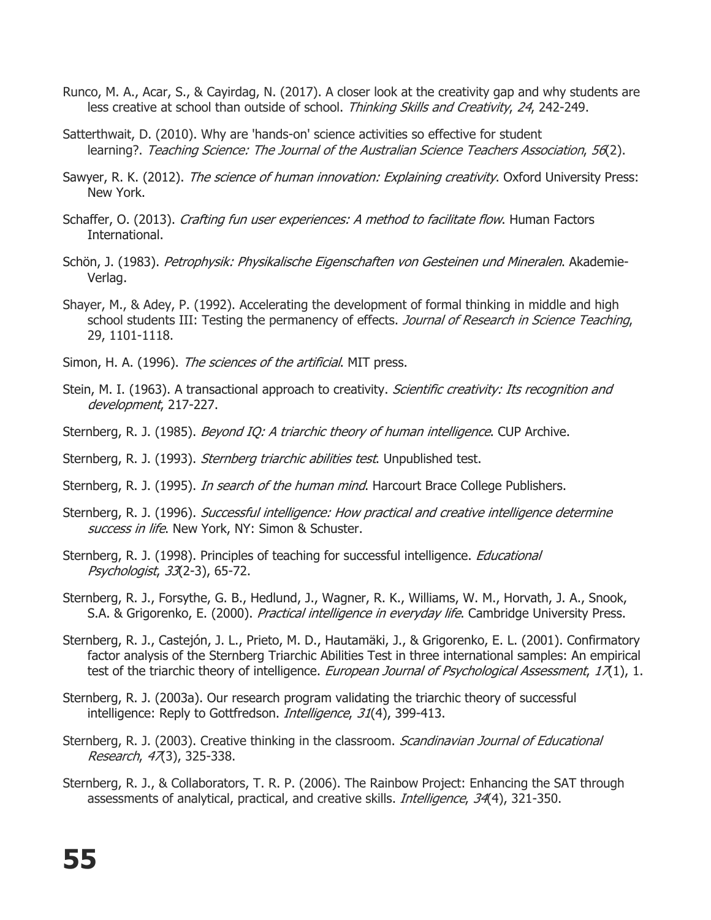Runco, M. A., Acar, S., & Cayirdag, N. (2017). A closer look at the creativity gap and why students are less creative at school than outside of school. *Thinking Skills and Creativity*, *24*, 242-249.

Satterthwait, D. (2010). Why are 'hands-on' science activities so effective for student learning?. *Teaching Science: The Journal of the Australian Science Teachers Association*, *56*(2).

Sawyer, R. K. (2012). *The science of human innovation: Explaining creativity*. Oxford University Press: New York.

Schaffer, O. (2013). *Crafting fun user experiences: A method to facilitate flow*. Human Factors International.

Schön, J. (1983). *Petrophysik: Physikalische Eigenschaften von Gesteinen und Mineralen*. Akademie-Verlag.

Shayer, M., & Adey, P. (1992). Accelerating the development of formal thinking in middle and high school students III: Testing the permanency of effects. *Journal of Research in Science Teaching*, 29, 1101-1118.

Simon, H. A. (1996). *The sciences of the artificial*. MIT press.

Stein, M. I. (1963). A transactional approach to creativity. *Scientific creativity: Its recognition and development*, 217-227.

Sternberg, R. J. (1985). *Beyond IQ: A triarchic theory of human intelligence*. CUP Archive.

Sternberg, R. J. (1993). *Sternberg triarchic abilities test*. Unpublished test.

Sternberg, R. J. (1995). *In search of the human mind*. Harcourt Brace College Publishers.

Sternberg, R. J. (1996). *Successful intelligence: How practical and creative intelligence determine success in life*. New York, NY: Simon & Schuster.

Sternberg, R. J. (1998). Principles of teaching for successful intelligence. *Educational Psychologist*, *33*(2-3), 65-72.

Sternberg, R. J., Forsythe, G. B., Hedlund, J., Wagner, R. K., Williams, W. M., Horvath, J. A., Snook, S.A. & Grigorenko, E. (2000). *Practical intelligence in everyday life*. Cambridge University Press.

Sternberg, R. J., Castejón, J. L., Prieto, M. D., Hautamäki, J., & Grigorenko, E. L. (2001). Confirmatory factor analysis of the Sternberg Triarchic Abilities Test in three international samples: An empirical test of the triarchic theory of intelligence. *European Journal of Psychological Assessment*, *17*(1), 1.

Sternberg, R. J. (2003a). Our research program validating the triarchic theory of successful intelligence: Reply to Gottfredson. *Intelligence*, *31*(4), 399-413.

Sternberg, R. J. (2003). Creative thinking in the classroom. *Scandinavian Journal of Educational Research*, *47*(3), 325-338.

Sternberg, R. J., & Collaborators, T. R. P. (2006). The Rainbow Project: Enhancing the SAT through assessments of analytical, practical, and creative skills. *Intelligence*, *34*(4), 321-350.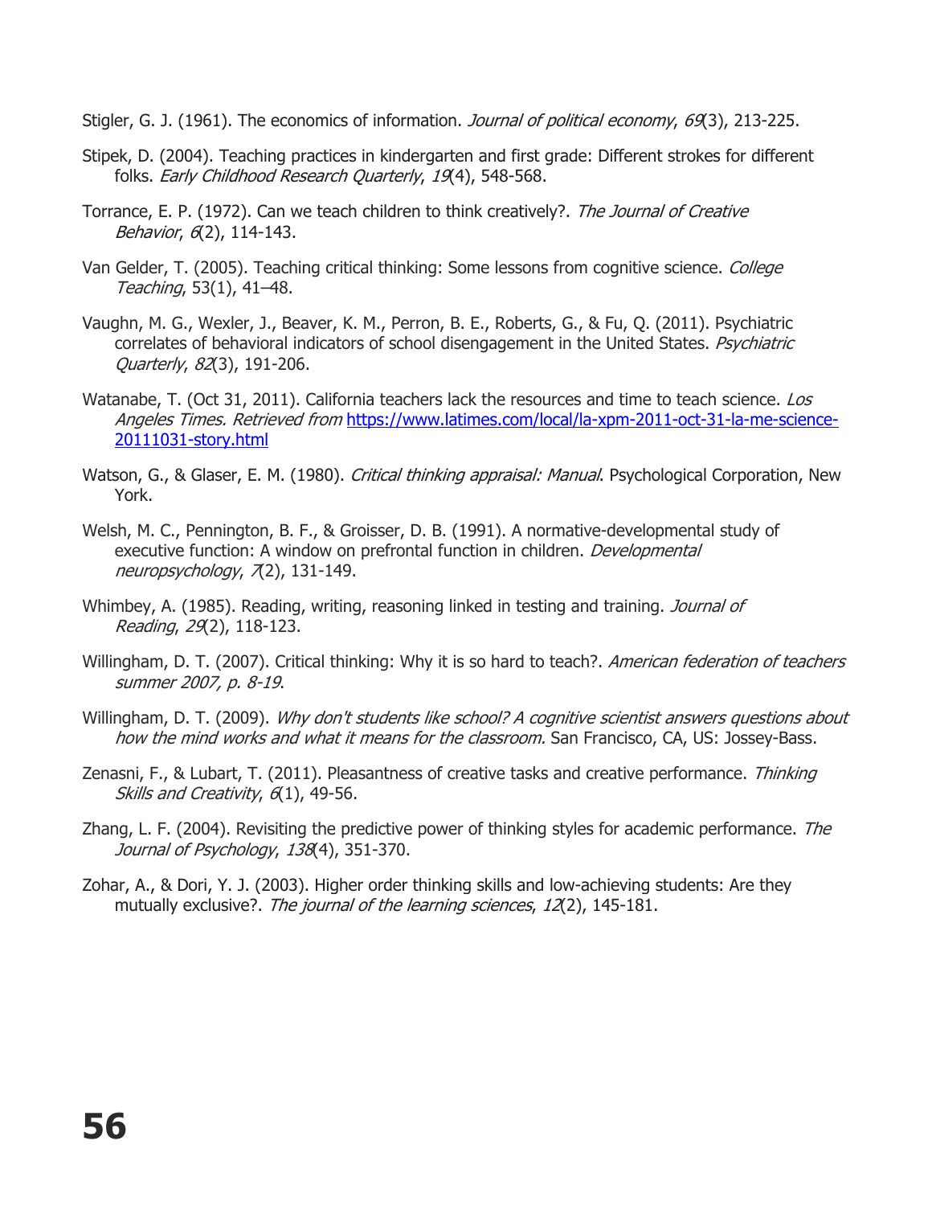Stigler, G. J. (1961). The economics of information. *Journal of political economy*, *69*(3), 213-225.

Stipek, D. (2004). Teaching practices in kindergarten and first grade: Different strokes for different folks. *Early Childhood Research Quarterly*, *19*(4), 548-568.

Torrance, E. P. (1972). Can we teach children to think creatively?. *The Journal of Creative Behavior*, *6*(2), 114-143.

Van Gelder, T. (2005). Teaching critical thinking: Some lessons from cognitive science. *College Teaching*, 53(1), 41–48.

Vaughn, M. G., Wexler, J., Beaver, K. M., Perron, B. E., Roberts, G., & Fu, Q. (2011). Psychiatric correlates of behavioral indicators of school disengagement in the United States. *Psychiatric Quarterly*, *82*(3), 191-206.

Watanabe, T. (Oct 31, 2011). California teachers lack the resources and time to teach science. *Los Angeles Times. Retrieved from* [https://www.latimes.com/local/la-xpm-2011-oct-31-la-me-science-20111031-story.html](https://www.latimes.com/local/la-xpm-2011-oct-31-la-me-science-20111031-story.html)

Watson, G., & Glaser, E. M. (1980). *Critical thinking appraisal: Manual*. Psychological Corporation, New York.

Welsh, M. C., Pennington, B. F., & Groisser, D. B. (1991). A normative-developmental study of executive function: A window on prefrontal function in children. *Developmental neuropsychology*, *7*(2), 131-149.

Whimbey, A. (1985). Reading, writing, reasoning linked in testing and training. *Journal of Reading*, *29*(2), 118-123.

Willingham, D. T. (2007). Critical thinking: Why it is so hard to teach?. *American federation of teachers summer 2007, p. 8-19*.

Willingham, D. T. (2009). *Why don't students like school? A cognitive scientist answers questions about how the mind works and what it means for the classroom.* San Francisco, CA, US: Jossey-Bass.

Zenasni, F., & Lubart, T. (2011). Pleasantness of creative tasks and creative performance. *Thinking Skills and Creativity*, *6*(1), 49-56.

Zhang, L. F. (2004). Revisiting the predictive power of thinking styles for academic performance. *The Journal of Psychology*, *138*(4), 351-370.

Zohar, A., & Dori, Y. J. (2003). Higher order thinking skills and low-achieving students: Are they mutually exclusive?. *The journal of the learning sciences*, *12*(2), 145-181.